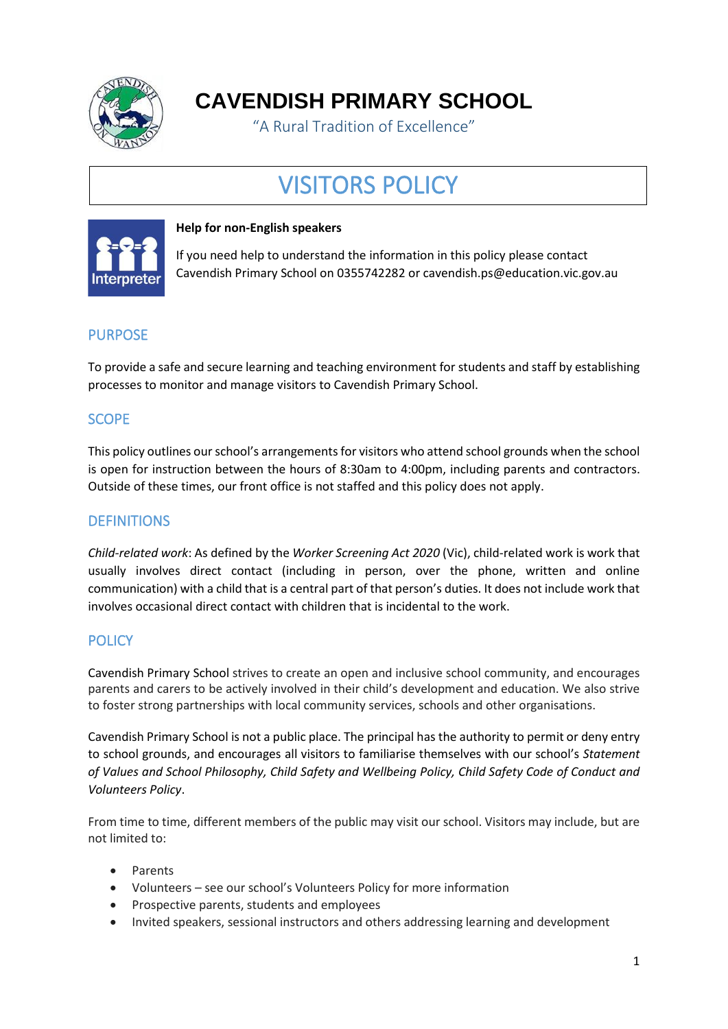# CAVENDISH PRIMARY SCHOOL

"A Rural Tradition of Excellence"

# VISITORS POLICY

**Help for non-English speakers**

If you need help to understand the information in this policy please contact Cavendish Primary School on 0355742282 or cavendish.ps@education.vic.gov.au

## PURPOSE

To provide a safe and secure learning and teaching environment for students and staff by establishing processes to monitor and manage visitors to Cavendish Primary School.

## SCOPE

This policy outlines our school's arrangements for visitors who attend school grounds when the school is open for instruction between the hours of 8:30am to 4:00pm, including parents and contractors. Outside of these times, our front office is not staffed and this policy does not apply.

## DEFINITIONS

*Child-related work*: As defined by the *Worker Screening Act 2020* (Vic), child-related work is work that usually involves direct contact (including in person, over the phone, written and online communication) with a child that is a central part of that person's duties. It does not include work that involves occasional direct contact with children that is incidental to the work.

## POLICY

Cavendish Primary School strives to create an open and inclusive school community, and encourages parents and carers to be actively involved in their child's development and education. We also strive to foster strong partnerships with local community services, schools and other organisations.

Cavendish Primary School is not a public place. The principal has the authority to permit or deny entry to school grounds, and encourages all visitors to familiarise themselves with our school's *Statement of Values and School Philosophy, Child Safety and Wellbeing Policy, Child Safety Code of Conduct and Volunteers Policy*.

From time to time, different members of the public may visit our school. Visitors may include, but are not limited to:

- Parents
- Volunteers – see our school's Volunteers Policy for more information
- Prospective parents, students and employees
- Invited speakers, sessional instructors and others addressing learning and development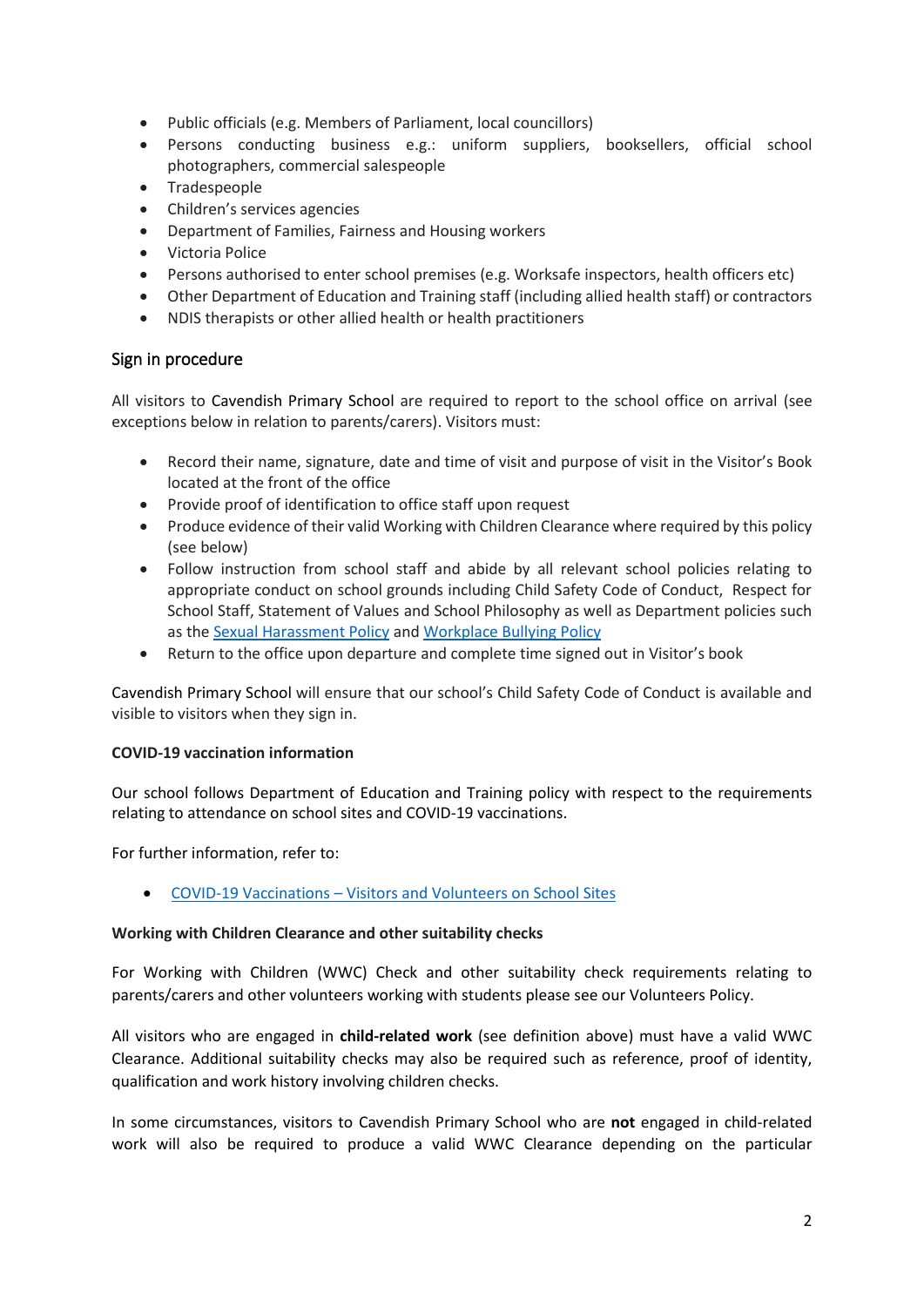- Public officials (e.g. Members of Parliament, local councillors)
- Persons conducting business e.g.: uniform suppliers, booksellers, official school photographers, commercial salespeople
- Tradespeople
- Children's services agencies
- Department of Families, Fairness and Housing workers
- Victoria Police
- Persons authorised to enter school premises (e.g. Worksafe inspectors, health officers etc)
- Other Department of Education and Training staff (including allied health staff) or contractors
- NDIS therapists or other allied health or health practitioners

## Sign in procedure

All visitors to Cavendish Primary School are required to report to the school office on arrival (see exceptions below in relation to parents/carers). Visitors must:

- Record their name, signature, date and time of visit and purpose of visit in the Visitor's Book located at the front of the office
- Provide proof of identification to office staff upon request
- Produce evidence of their valid Working with Children Clearance where required by this policy (see below)
- Follow instruction from school staff and abide by all relevant school policies relating to appropriate conduct on school grounds including Child Safety Code of Conduct, Respect for School Staff, Statement of Values and School Philosophy as well as Department policies such as the Sexual Harassment Policy and Workplace Bullying Policy
- Return to the office upon departure and complete time signed out in Visitor's book

Cavendish Primary School will ensure that our school's Child Safety Code of Conduct is available and visible to visitors when they sign in.

**COVID-19 vaccination information**

Our school follows Department of Education and Training policy with respect to the requirements relating to attendance on school sites and COVID-19 vaccinations.

For further information, refer to:

- COVID-19 Vaccinations – Visitors and Volunteers on School Sites

**Working with Children Clearance and other suitability checks**

For Working with Children (WWC) Check and other suitability check requirements relating to parents/carers and other volunteers working with students please see our Volunteers Policy.

All visitors who are engaged in **child-related work** (see definition above) must have a valid WWC Clearance. Additional suitability checks may also be required such as reference, proof of identity, qualification and work history involving children checks.

In some circumstances, visitors to Cavendish Primary School who are **not** engaged in child-related work will also be required to produce a valid WWC Clearance depending on the particular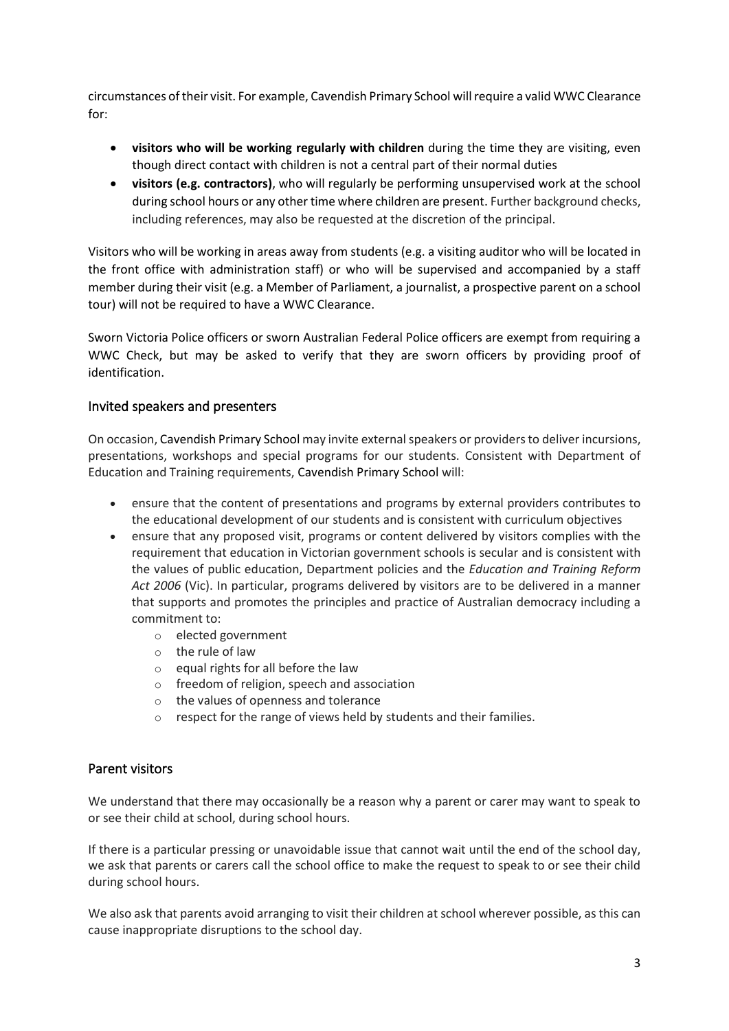circumstances of their visit. For example, Cavendish Primary School will require a valid WWC Clearance for:

- **visitors who will be working regularly with children** during the time they are visiting, even though direct contact with children is not a central part of their normal duties
- **visitors (e.g. contractors)**, who will regularly be performing unsupervised work at the school during school hours or any other time where children are present. Further background checks, including references, may also be requested at the discretion of the principal.

Visitors who will be working in areas away from students (e.g. a visiting auditor who will be located in the front office with administration staff) or who will be supervised and accompanied by a staff member during their visit (e.g. a Member of Parliament, a journalist, a prospective parent on a school tour) will not be required to have a WWC Clearance.

Sworn Victoria Police officers or sworn Australian Federal Police officers are exempt from requiring a WWC Check, but may be asked to verify that they are sworn officers by providing proof of identification.

## Invited speakers and presenters

On occasion, Cavendish Primary School may invite external speakers or providers to deliver incursions, presentations, workshops and special programs for our students. Consistent with Department of Education and Training requirements, Cavendish Primary School will:

- ensure that the content of presentations and programs by external providers contributes to the educational development of our students and is consistent with curriculum objectives
- ensure that any proposed visit, programs or content delivered by visitors complies with the requirement that education in Victorian government schools is secular and is consistent with the values of public education, Department policies and the *Education and Training Reform Act 2006* (Vic). In particular, programs delivered by visitors are to be delivered in a manner that supports and promotes the principles and practice of Australian democracy including a commitment to:
    - elected government
    - the rule of law
    - equal rights for all before the law
    - freedom of religion, speech and association
    - the values of openness and tolerance
    - respect for the range of views held by students and their families.

## Parent visitors

We understand that there may occasionally be a reason why a parent or carer may want to speak to or see their child at school, during school hours.

If there is a particular pressing or unavoidable issue that cannot wait until the end of the school day, we ask that parents or carers call the school office to make the request to speak to or see their child during school hours.

We also ask that parents avoid arranging to visit their children at school wherever possible, as this can cause inappropriate disruptions to the school day.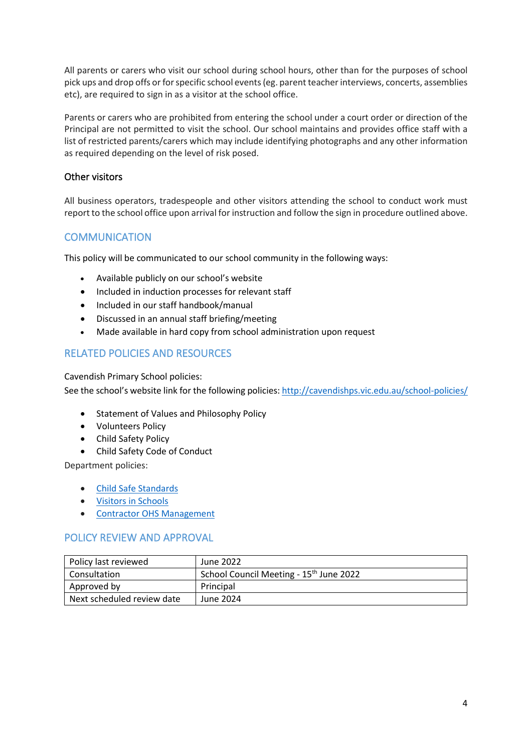All parents or carers who visit our school during school hours, other than for the purposes of school pick ups and drop offs or for specific school events (eg. parent teacher interviews, concerts, assemblies etc), are required to sign in as a visitor at the school office.

Parents or carers who are prohibited from entering the school under a court order or direction of the Principal are not permitted to visit the school. Our school maintains and provides office staff with a list of restricted parents/carers which may include identifying photographs and any other information as required depending on the level of risk posed.

### Other visitors

All business operators, tradespeople and other visitors attending the school to conduct work must report to the school office upon arrival for instruction and follow the sign in procedure outlined above.

## COMMUNICATION

This policy will be communicated to our school community in the following ways:

- Available publicly on our school's website
- Included in induction processes for relevant staff
- Included in our staff handbook/manual
- Discussed in an annual staff briefing/meeting
- Made available in hard copy from school administration upon request

## RELATED POLICIES AND RESOURCES

Cavendish Primary School policies:
See the school's website link for the following policies: [http://cavendishps.vic.edu.au/school-policies/](http://cavendishps.vic.edu.au/school-policies/)

- Statement of Values and Philosophy Policy
- Volunteers Policy
- Child Safety Policy
- Child Safety Code of Conduct

Department policies:

- Child Safe Standards
- Visitors in Schools
- Contractor OHS Management

## POLICY REVIEW AND APPROVAL

| | |
|---|---|
| Policy last reviewed | June 2022 |
| Consultation | School Council Meeting - 15th June 2022 |
| Approved by | Principal |
| Next scheduled review date | June 2024 |